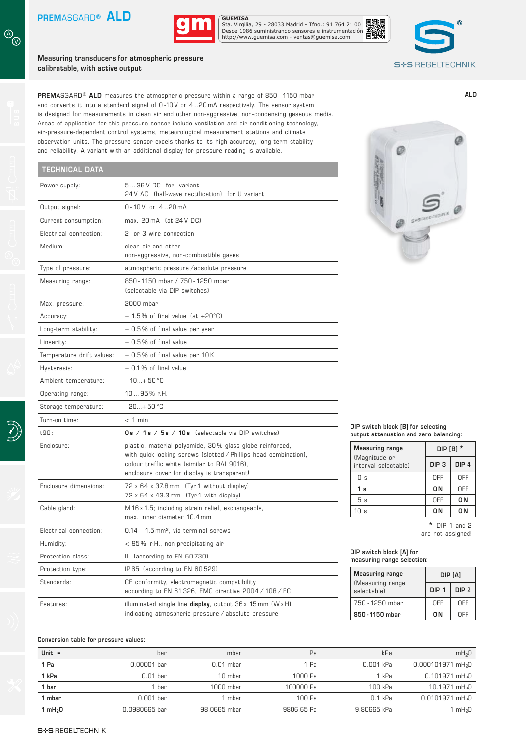# PREMASGARD® ALD

**GUEMISA**
Sta. Virgilia, 29 - 28033 Madrid - Tfno.: 91 764 21 00
Desde 1986 suministrando sensores e instrumentación
http://www.guemisa.com - ventas@guemisa.com

S+S REGELTECHNIK

## Measuring transducers for atmospheric pressure calibratable, with active output

**ALD**

**PREM**ASGARD® **ALD** measures the atmospheric pressure within a range of 850 - 1150 mbar and converts it into a standard signal of 0 - 10 V or 4...20 mA respectively. The sensor system is designed for measurements in clean air and other non-aggressive, non-condensing gaseous media. Areas of application for this pressure sensor include ventilation and air conditioning technology, air-pressure-dependent control systems, meteorological measurement stations and climate observation units. The pressure sensor excels thanks to its high accuracy, long-term stability and reliability. A variant with an additional display for pressure reading is available.

| TECHNICAL DATA | |
|---|---|
| Power supply: | 5 ... 36 V DC for I variant<br>24 V AC (half-wave rectification) for U variant |
| Output signal: | 0 - 10 V or 4...20 mA |
| Current consumption: | max. 20 mA (at 24 V DC) |
| Electrical connection: | 2- or 3-wire connection |
| Medium: | clean air and other<br>non-aggressive, non-combustible gases |
| Type of pressure: | atmospheric pressure / absolute pressure |
| Measuring range: | 850 - 1150 mbar / 750 - 1250 mbar<br>(selectable via DIP switches) |
| Max. pressure: | 2000 mbar |
| Accuracy: | ± 1.5 % of final value (at +20 °C) |
| Long-term stability: | ± 0.5 % of final value per year |
| Linearity: | ± 0.5 % of final value |
| Temperature drift values: | ± 0.5 % of final value per 10 K |
| Hysteresis: | ± 0.1 % of final value |
| Ambient temperature: | – 10...+ 50 °C |
| Operating range: | 10 ... 95 % r.H. |
| Storage temperature: | –20...+ 50 °C |
| Turn-on time: | < 1 min |
| t90 : | **0 s** / **1 s** / **5 s** / **10 s** (selectable via DIP switches) |
| Enclosure: | plastic, material polyamide, 30 % glass-globe-reinforced,<br>with quick-locking screws (slotted / Phillips head combination),<br>colour traffic white (similar to RAL 9016),<br>enclosure cover for display is transparent! |
| Enclosure dimensions: | 72 x 64 x 37.8 mm (Tyr 1 without display)<br>72 x 64 x 43.3 mm (Tyr 1 with display) |
| Cable gland: | M 16 x 1.5; including strain relief, exchangeable,<br>max. inner diameter 10.4 mm |
| Electrical connection: | 0.14 - 1.5 mm², via terminal screws |
| Humidity: | < 95 % r.H., non-precipitating air |
| Protection class: | III (according to EN 60 730) |
| Protection type: | IP 65 (according to EN 60 529) |
| Standards: | CE conformity, electromagnetic compatibility<br>according to EN 61 326, EMC directive 2004 / 108 / EC |
| Features: | illuminated single line **display**, cutout 36 x 15 mm (W x H)<br>indicating atmospheric pressure / absolute pressure |

**DIP switch block [B] for selecting output attenuation and zero balancing:**

| Measuring range (Magnitude or interval selectable) | DIP [B] * | |
|---|---|---|
| | DIP 3 | DIP 4 |
| 0 s | OFF | OFF |
| **1 s** | **ON** | OFF |
| 5 s | OFF | **ON** |
| 10 s | **ON** | **ON** |

\* DIP 1 and 2 are not assigned!

**DIP switch block [A] for measuring range selection:**

| Measuring range (Measuring range selectable) | DIP [A] | |
|---|---|---|
| | DIP 1 | DIP 2 |
| 750 - 1250 mbar | OFF | OFF |
| **850 - 1150 mbar** | **ON** | OFF |

**Conversion table for pressure values:**

| Unit = | bar | mbar | Pa | kPa | $mH_2O$ |
|---|---|---|---|---|---|
| **1 Pa** | 0.00001 bar | 0.01 mbar | 1 Pa | 0.001 kPa | 0.000101971 $mH_2O$ |
| **1 kPa** | 0.01 bar | 10 mbar | 1000 Pa | 1 kPa | 0.101971 $mH_2O$ |
| **1 bar** | 1 bar | 1000 mbar | 100000 Pa | 100 kPa | 10.1971 $mH_2O$ |
| **1 mbar** | 0.001 bar | 1 mbar | 100 Pa | 0.1 kPa | 0.0101971 $mH_2O$ |
| **1 $mH_2O$** | 0.0980665 bar | 98.0665 mbar | 9806.65 Pa | 9.80665 kPa | 1 $mH_2O$ |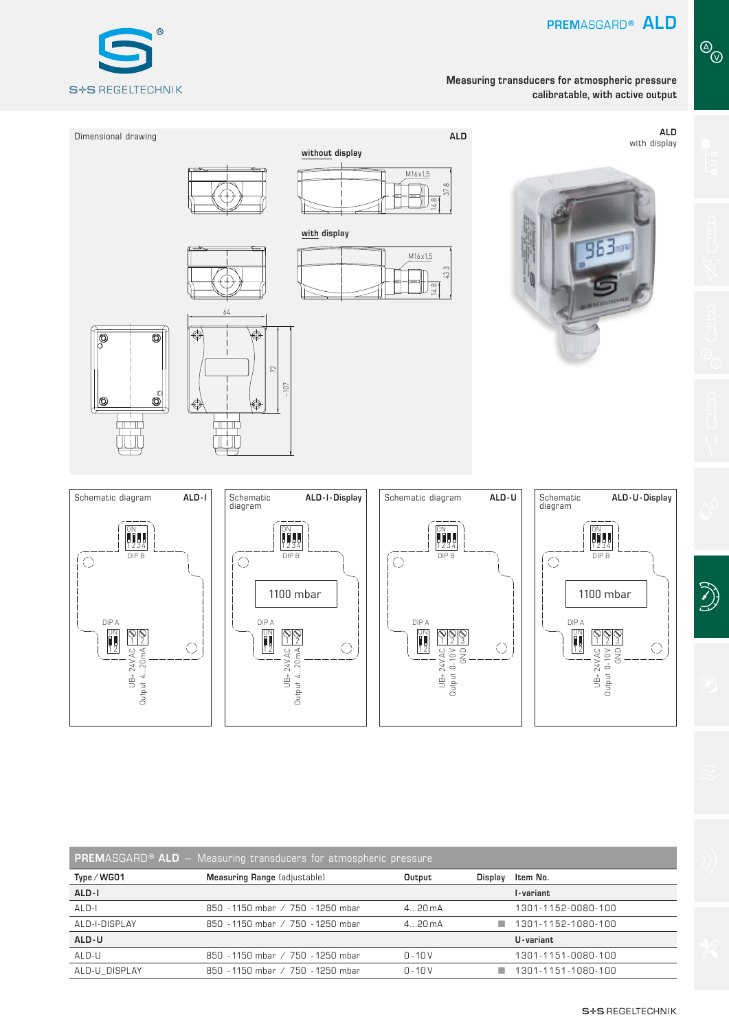PREMASGARD® ALD

Measuring transducers for atmospheric pressure
calibratable, with active output

Dimensional drawing ALD

without display

M16x1,5

37,8

14,8

with display

M16x1,5

43,3

14,8

64

72

~107

ALD
with display

Schematic diagram ALD-I

ON
1 2 3 4
DIP B

DIP A
ON
1 2
1 2
UB+ 24V AC
Output 4...20 mA

Schematic diagram ALD-I-Display

ON
1 2 3 4
DIP B

1100 mbar

DIP A
ON
1 2
1 2
UB+ 24V AC
Output 4...20 mA

Schematic diagram ALD-U

ON
1 2 3 4
DIP B

DIP A
ON
1 2
1 2 3
UB+ 24V AC
Output 0-10 V
GND

Schematic diagram ALD-U-Display

ON
1 2 3 4
DIP B

1100 mbar

DIP A
ON
1 2
1 2 3
UB+ 24V AC
Output 0-10 V
GND

**PREMASGARD® ALD** – Measuring transducers for atmospheric pressure

| Type / WG01 | Measuring Range (adjustable) | Output | Display | Item No. |
|---|---|---|---|---|
| **ALD-I** | | | | **I-variant** |
| ALD-I | 850 - 1150 mbar / 750 - 1250 mbar | 4...20 mA | | 1301-1152-0080-100 |
| ALD-I-DISPLAY | 850 - 1150 mbar / 750 - 1250 mbar | 4...20 mA | ■ | 1301-1152-1080-100 |
| **ALD-U** | | | | **U-variant** |
| ALD-U | 850 - 1150 mbar / 750 - 1250 mbar | 0 - 10 V | | 1301-1151-0080-100 |
| ALD-U_DISPLAY | 850 - 1150 mbar / 750 - 1250 mbar | 0 - 10 V | ■ | 1301-1151-1080-100 |